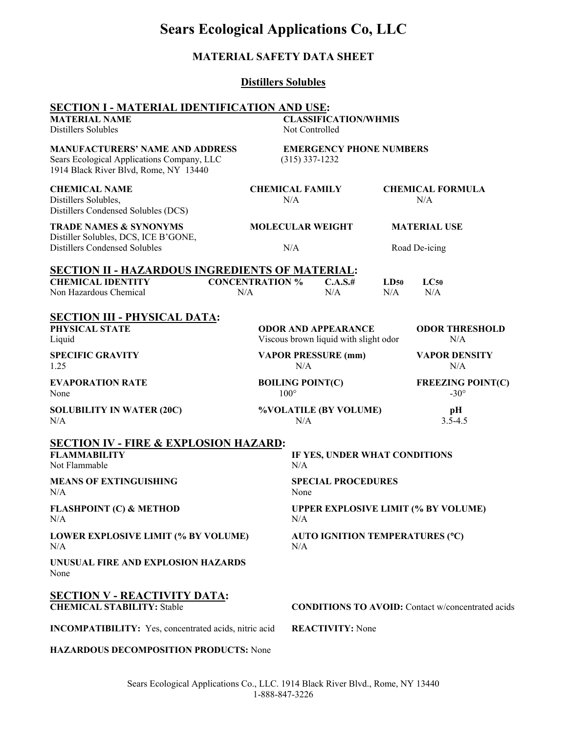# Sears Ecological Applications Co, LLC

## MATERIAL SAFETY DATA SHEET

### Distillers Solubles

## SECTION I - MATERIAL IDENTIFICATION AND USE:

**MATERIAL NAME**
Distillers Solubles

**CLASSIFICATION/WHMIS**
Not Controlled

**MANUFACTURERS' NAME AND ADDRESS**
Sears Ecological Applications Company, LLC
1914 Black River Blvd, Rome, NY 13440

**EMERGENCY PHONE NUMBERS**
(315) 337-1232

| CHEMICAL NAME | CHEMICAL FAMILY | CHEMICAL FORMULA |
|---|---|---|
| Distillers Solubles, Distillers Condensed Solubles (DCS) | N/A | N/A |

| TRADE NAMES & SYNONYMS | MOLECULAR WEIGHT | MATERIAL USE |
|---|---|---|
| Distiller Solubles, DCS, ICE B'GONE, Distillers Condensed Solubles | N/A | Road De-icing |

## SECTION II - HAZARDOUS INGREDIENTS OF MATERIAL:

| CHEMICAL IDENTITY | CONCENTRATION % | C.A.S.# | $LD_{50}$ | $LC_{50}$ |
|---|---|---|---|---|
| Non Hazardous Chemical | N/A | N/A | N/A | N/A |

## SECTION III - PHYSICAL DATA:

| PHYSICAL STATE | ODOR AND APPEARANCE | ODOR THRESHOLD |
|---|---|---|
| Liquid | Viscous brown liquid with slight odor | N/A |
| **SPECIFIC GRAVITY** | **VAPOR PRESSURE (mm)** | **VAPOR DENSITY** |
| 1.25 | N/A | N/A |
| **EVAPORATION RATE** | **BOILING POINT(C)** | **FREEZING POINT(C)** |
| None | 100° | -30° |
| **SOLUBILITY IN WATER (20C)** | **%VOLATILE (BY VOLUME)** | **pH** |
| N/A | N/A | 3.5-4.5 |

## SECTION IV - FIRE & EXPLOSION HAZARD:

| FLAMMABILITY | IF YES, UNDER WHAT CONDITIONS |
|---|---|
| Not Flammable | N/A |
| **MEANS OF EXTINGUISHING** | **SPECIAL PROCEDURES** |
| N/A | None |
| **FLASHPOINT (C) & METHOD** | **UPPER EXPLOSIVE LIMIT (% BY VOLUME)** |
| N/A | N/A |
| **LOWER EXPLOSIVE LIMIT (% BY VOLUME)** | **AUTO IGNITION TEMPERATURES (°C)** |
| N/A | N/A |

**UNUSUAL FIRE AND EXPLOSION HAZARDS**
None

## SECTION V - REACTIVITY DATA:

**CHEMICAL STABILITY:** Stable

**CONDITIONS TO AVOID:** Contact w/concentrated acids

**INCOMPATIBILITY:** Yes, concentrated acids, nitric acid

**REACTIVITY:** None

**HAZARDOUS DECOMPOSITION PRODUCTS:** None

Sears Ecological Applications Co., LLC. 1914 Black River Blvd., Rome, NY 13440
1-888-847-3226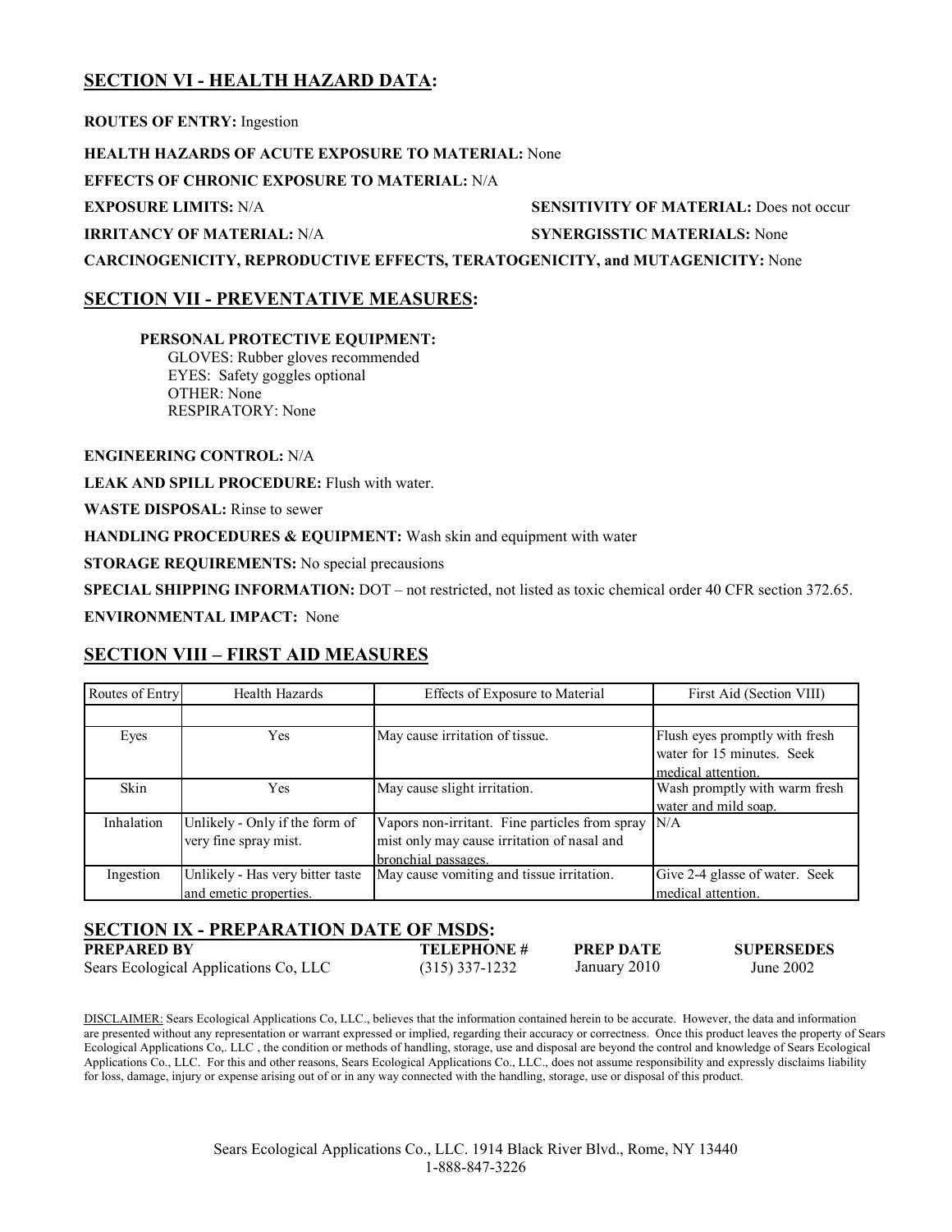## SECTION VI - HEALTH HAZARD DATA:

**ROUTES OF ENTRY:** Ingestion

**HEALTH HAZARDS OF ACUTE EXPOSURE TO MATERIAL:** None

**EFFECTS OF CHRONIC EXPOSURE TO MATERIAL:** N/A

**EXPOSURE LIMITS:** N/A

**SENSITIVITY OF MATERIAL:** Does not occur

**IRRITANCY OF MATERIAL:** N/A

**SYNERGISSTIC MATERIALS:** None

**CARCINOGENICITY, REPRODUCTIVE EFFECTS, TERATOGENICITY, and MUTAGENICITY:** None

## SECTION VII - PREVENTATIVE MEASURES:

**PERSONAL PROTECTIVE EQUIPMENT:**

GLOVES: Rubber gloves recommended
EYES: Safety goggles optional
OTHER: None
RESPIRATORY: None

**ENGINEERING CONTROL:** N/A

**LEAK AND SPILL PROCEDURE:** Flush with water.

**WASTE DISPOSAL:** Rinse to sewer

**HANDLING PROCEDURES & EQUIPMENT:** Wash skin and equipment with water

**STORAGE REQUIREMENTS:** No special precausions

**SPECIAL SHIPPING INFORMATION:** DOT – not restricted, not listed as toxic chemical order 40 CFR section 372.65.

**ENVIRONMENTAL IMPACT:** None

## SECTION VIII – FIRST AID MEASURES

| Routes of Entry | Health Hazards | Effects of Exposure to Material | First Aid (Section VIII) |
|---|---|---|---|
| | | | |
| Eyes | Yes | May cause irritation of tissue. | Flush eyes promptly with fresh water for 15 minutes. Seek medical attention. |
| Skin | Yes | May cause slight irritation. | Wash promptly with warm fresh water and mild soap. |
| Inhalation | Unlikely - Only if the form of very fine spray mist. | Vapors non-irritant. Fine particles from spray mist only may cause irritation of nasal and bronchial passages. | N/A |
| Ingestion | Unlikely - Has very bitter taste and emetic properties. | May cause vomiting and tissue irritation. | Give 2-4 glasse of water. Seek medical attention. |

## SECTION IX - PREPARATION DATE OF MSDS:

| PREPARED BY | TELEPHONE # | PREP DATE | SUPERSEDES |
|---|---|---|---|
| Sears Ecological Applications Co, LLC | (315) 337-1232 | January 2010 | June 2002 |

DISCLAIMER: Sears Ecological Applications Co, LLC., believes that the information contained herein to be accurate. However, the data and information are presented without any representation or warrant expressed or implied, regarding their accuracy or correctness. Once this product leaves the property of Sears Ecological Applications Co,. LLC , the condition or methods of handling, storage, use and disposal are beyond the control and knowledge of Sears Ecological Applications Co., LLC. For this and other reasons, Sears Ecological Applications Co., LLC., does not assume responsibility and expressly disclaims liability for loss, damage, injury or expense arising out of or in any way connected with the handling, storage, use or disposal of this product.

Sears Ecological Applications Co., LLC. 1914 Black River Blvd., Rome, NY 13440
1-888-847-3226